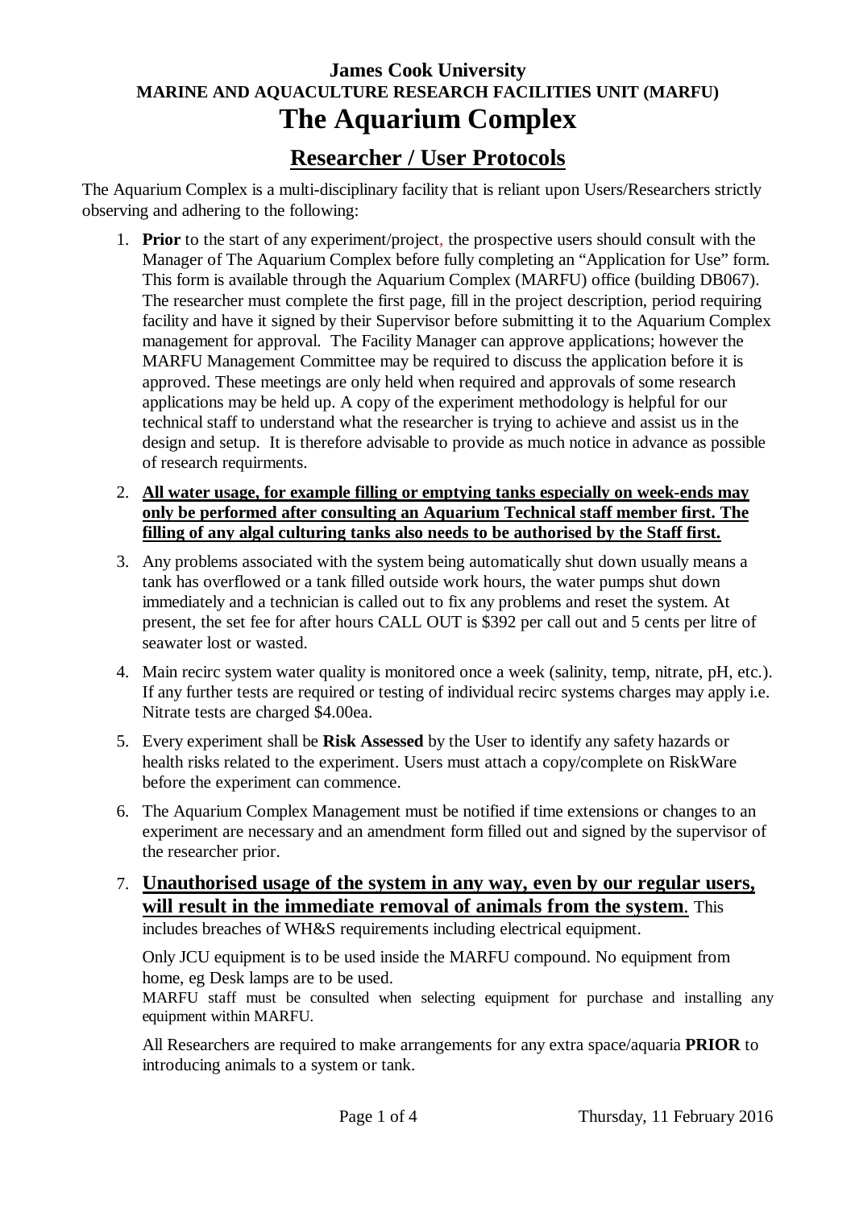**James Cook University**
**MARINE AND AQUACULTURE RESEARCH FACILITIES UNIT (MARFU)**

# The Aquarium Complex

## Researcher / User Protocols

The Aquarium Complex is a multi-disciplinary facility that is reliant upon Users/Researchers strictly observing and adhering to the following:

1. **Prior** to the start of any experiment/project, the prospective users should consult with the Manager of The Aquarium Complex before fully completing an "Application for Use" form. This form is available through the Aquarium Complex (MARFU) office (building DB067). The researcher must complete the first page, fill in the project description, period requiring facility and have it signed by their Supervisor before submitting it to the Aquarium Complex management for approval. The Facility Manager can approve applications; however the MARFU Management Committee may be required to discuss the application before it is approved. These meetings are only held when required and approvals of some research applications may be held up. A copy of the experiment methodology is helpful for our technical staff to understand what the researcher is trying to achieve and assist us in the design and setup. It is therefore advisable to provide as much notice in advance as possible of research requirments.

2. **All water usage, for example filling or emptying tanks especially on week-ends may only be performed after consulting an Aquarium Technical staff member first. The filling of any algal culturing tanks also needs to be authorised by the Staff first.**

3. Any problems associated with the system being automatically shut down usually means a tank has overflowed or a tank filled outside work hours, the water pumps shut down immediately and a technician is called out to fix any problems and reset the system. At present, the set fee for after hours CALL OUT is $392 per call out and 5 cents per litre of seawater lost or wasted.

4. Main recirc system water quality is monitored once a week (salinity, temp, nitrate, pH, etc.). If any further tests are required or testing of individual recirc systems charges may apply i.e. Nitrate tests are charged $4.00ea.

5. Every experiment shall be **Risk Assessed** by the User to identify any safety hazards or health risks related to the experiment. Users must attach a copy/complete on RiskWare before the experiment can commence.

6. The Aquarium Complex Management must be notified if time extensions or changes to an experiment are necessary and an amendment form filled out and signed by the supervisor of the researcher prior.

7. **Unauthorised usage of the system in any way, even by our regular users, will result in the immediate removal of animals from the system**. This includes breaches of WH&S requirements including electrical equipment.

   Only JCU equipment is to be used inside the MARFU compound. No equipment from home, eg Desk lamps are to be used.

   MARFU staff must be consulted when selecting equipment for purchase and installing any equipment within MARFU.

   All Researchers are required to make arrangements for any extra space/aquaria **PRIOR** to introducing animals to a system or tank.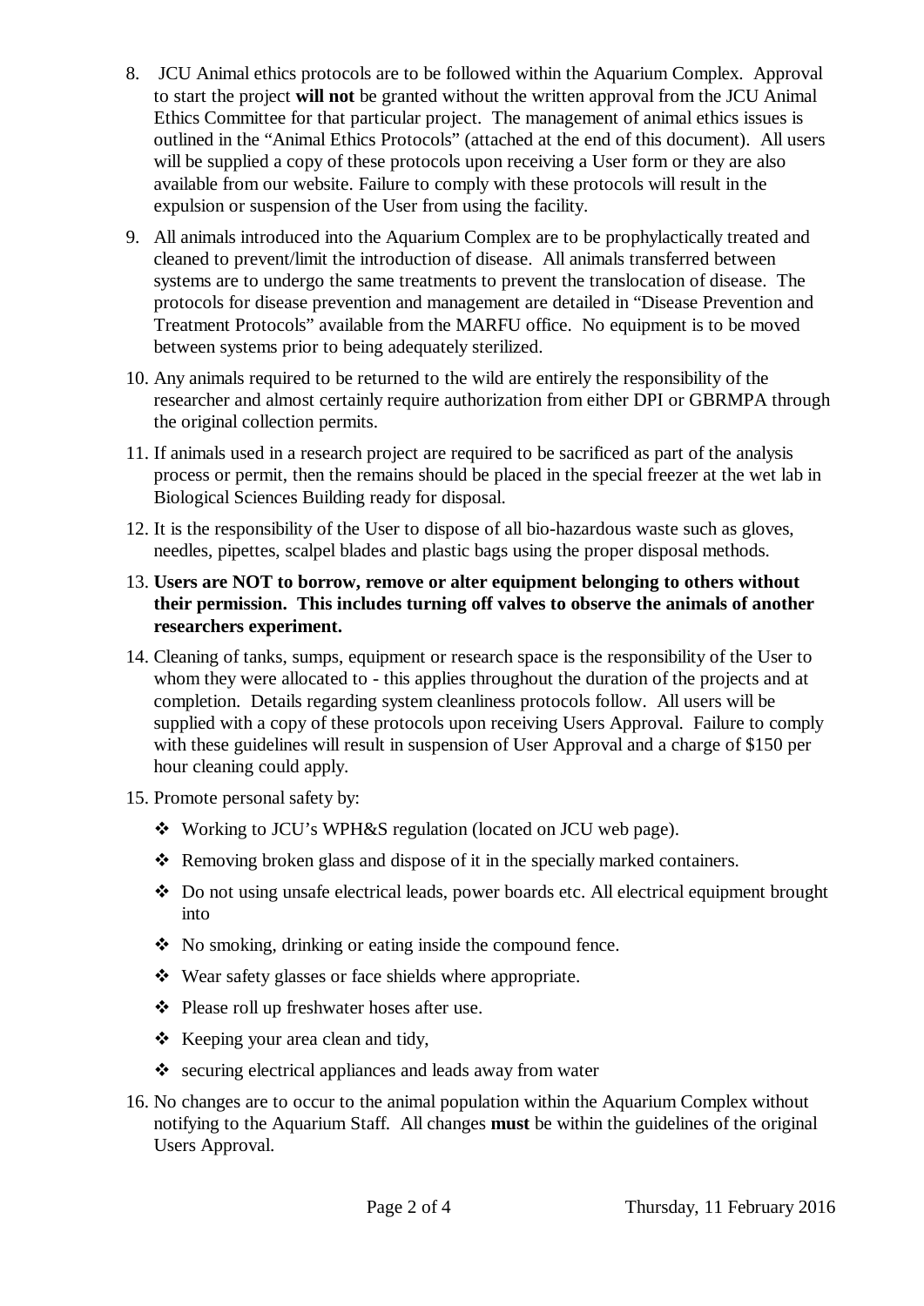8. JCU Animal ethics protocols are to be followed within the Aquarium Complex. Approval to start the project **will not** be granted without the written approval from the JCU Animal Ethics Committee for that particular project. The management of animal ethics issues is outlined in the "Animal Ethics Protocols" (attached at the end of this document). All users will be supplied a copy of these protocols upon receiving a User form or they are also available from our website. Failure to comply with these protocols will result in the expulsion or suspension of the User from using the facility.
9. All animals introduced into the Aquarium Complex are to be prophylactically treated and cleaned to prevent/limit the introduction of disease. All animals transferred between systems are to undergo the same treatments to prevent the translocation of disease. The protocols for disease prevention and management are detailed in "Disease Prevention and Treatment Protocols" available from the MARFU office. No equipment is to be moved between systems prior to being adequately sterilized.
10. Any animals required to be returned to the wild are entirely the responsibility of the researcher and almost certainly require authorization from either DPI or GBRMPA through the original collection permits.
11. If animals used in a research project are required to be sacrificed as part of the analysis process or permit, then the remains should be placed in the special freezer at the wet lab in Biological Sciences Building ready for disposal.
12. It is the responsibility of the User to dispose of all bio-hazardous waste such as gloves, needles, pipettes, scalpel blades and plastic bags using the proper disposal methods.
13. **Users are NOT to borrow, remove or alter equipment belonging to others without their permission. This includes turning off valves to observe the animals of another researchers experiment.**
14. Cleaning of tanks, sumps, equipment or research space is the responsibility of the User to whom they were allocated to - this applies throughout the duration of the projects and at completion. Details regarding system cleanliness protocols follow. All users will be supplied with a copy of these protocols upon receiving Users Approval. Failure to comply with these guidelines will result in suspension of User Approval and a charge of $150 per hour cleaning could apply.
15. Promote personal safety by:
    - Working to JCU's WPH&S regulation (located on JCU web page).
    - Removing broken glass and dispose of it in the specially marked containers.
    - Do not using unsafe electrical leads, power boards etc. All electrical equipment brought into
    - No smoking, drinking or eating inside the compound fence.
    - Wear safety glasses or face shields where appropriate.
    - Please roll up freshwater hoses after use.
    - Keeping your area clean and tidy,
    - securing electrical appliances and leads away from water
16. No changes are to occur to the animal population within the Aquarium Complex without notifying to the Aquarium Staff. All changes **must** be within the guidelines of the original Users Approval.

Thursday, 11 February 2016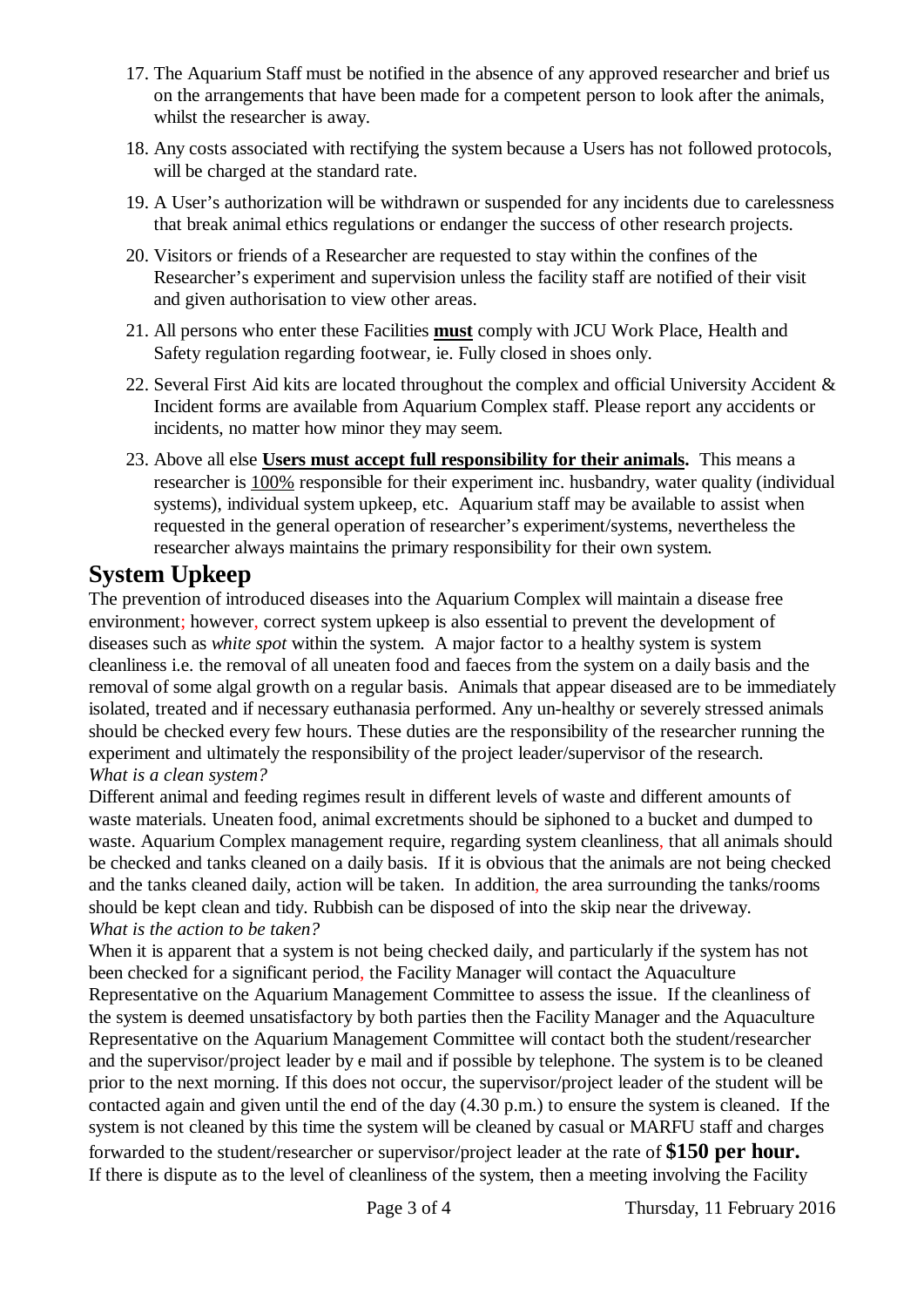17. The Aquarium Staff must be notified in the absence of any approved researcher and brief us on the arrangements that have been made for a competent person to look after the animals, whilst the researcher is away.

18. Any costs associated with rectifying the system because a Users has not followed protocols, will be charged at the standard rate.

19. A User's authorization will be withdrawn or suspended for any incidents due to carelessness that break animal ethics regulations or endanger the success of other research projects.

20. Visitors or friends of a Researcher are requested to stay within the confines of the Researcher's experiment and supervision unless the facility staff are notified of their visit and given authorisation to view other areas.

21. All persons who enter these Facilities **must** comply with JCU Work Place, Health and Safety regulation regarding footwear, ie. Fully closed in shoes only.

22. Several First Aid kits are located throughout the complex and official University Accident & Incident forms are available from Aquarium Complex staff. Please report any accidents or incidents, no matter how minor they may seem.

23. Above all else **Users must accept full responsibility for their animals.** This means a researcher is 100% responsible for their experiment inc. husbandry, water quality (individual systems), individual system upkeep, etc. Aquarium staff may be available to assist when requested in the general operation of researcher's experiment/systems, nevertheless the researcher always maintains the primary responsibility for their own system.

## System Upkeep

The prevention of introduced diseases into the Aquarium Complex will maintain a disease free environment; however, correct system upkeep is also essential to prevent the development of diseases such as *white spot* within the system. A major factor to a healthy system is system cleanliness i.e. the removal of all uneaten food and faeces from the system on a daily basis and the removal of some algal growth on a regular basis. Animals that appear diseased are to be immediately isolated, treated and if necessary euthanasia performed. Any un-healthy or severely stressed animals should be checked every few hours. These duties are the responsibility of the researcher running the experiment and ultimately the responsibility of the project leader/supervisor of the research.

*What is a clean system?*

Different animal and feeding regimes result in different levels of waste and different amounts of waste materials. Uneaten food, animal excretments should be siphoned to a bucket and dumped to waste. Aquarium Complex management require, regarding system cleanliness, that all animals should be checked and tanks cleaned on a daily basis. If it is obvious that the animals are not being checked and the tanks cleaned daily, action will be taken. In addition, the area surrounding the tanks/rooms should be kept clean and tidy. Rubbish can be disposed of into the skip near the driveway.

*What is the action to be taken?*

When it is apparent that a system is not being checked daily, and particularly if the system has not been checked for a significant period, the Facility Manager will contact the Aquaculture Representative on the Aquarium Management Committee to assess the issue. If the cleanliness of the system is deemed unsatisfactory by both parties then the Facility Manager and the Aquaculture Representative on the Aquarium Management Committee will contact both the student/researcher and the supervisor/project leader by e mail and if possible by telephone. The system is to be cleaned prior to the next morning. If this does not occur, the supervisor/project leader of the student will be contacted again and given until the end of the day (4.30 p.m.) to ensure the system is cleaned. If the system is not cleaned by this time the system will be cleaned by casual or MARFU staff and charges forwarded to the student/researcher or supervisor/project leader at the rate of **$150 per hour.**

If there is dispute as to the level of cleanliness of the system, then a meeting involving the Facility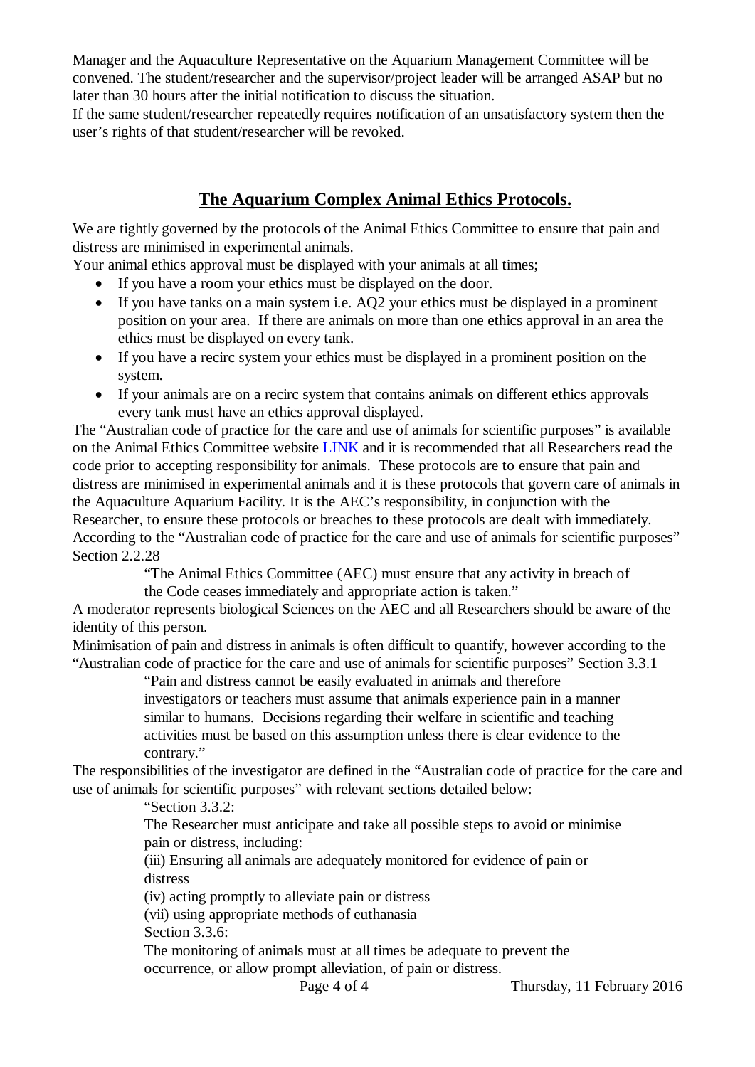Manager and the Aquaculture Representative on the Aquarium Management Committee will be convened. The student/researcher and the supervisor/project leader will be arranged ASAP but no later than 30 hours after the initial notification to discuss the situation.
If the same student/researcher repeatedly requires notification of an unsatisfactory system then the user's rights of that student/researcher will be revoked.

## The Aquarium Complex Animal Ethics Protocols.

We are tightly governed by the protocols of the Animal Ethics Committee to ensure that pain and distress are minimised in experimental animals.
Your animal ethics approval must be displayed with your animals at all times;

- If you have a room your ethics must be displayed on the door.
- If you have tanks on a main system i.e. AQ2 your ethics must be displayed in a prominent position on your area. If there are animals on more than one ethics approval in an area the ethics must be displayed on every tank.
- If you have a recirc system your ethics must be displayed in a prominent position on the system.
- If your animals are on a recirc system that contains animals on different ethics approvals every tank must have an ethics approval displayed.

The "Australian code of practice for the care and use of animals for scientific purposes" is available on the Animal Ethics Committee website LINK and it is recommended that all Researchers read the code prior to accepting responsibility for animals. These protocols are to ensure that pain and distress are minimised in experimental animals and it is these protocols that govern care of animals in the Aquaculture Aquarium Facility. It is the AEC's responsibility, in conjunction with the Researcher, to ensure these protocols or breaches to these protocols are dealt with immediately.
According to the "Australian code of practice for the care and use of animals for scientific purposes" Section 2.2.28

> "The Animal Ethics Committee (AEC) must ensure that any activity in breach of the Code ceases immediately and appropriate action is taken."

A moderator represents biological Sciences on the AEC and all Researchers should be aware of the identity of this person.
Minimisation of pain and distress in animals is often difficult to quantify, however according to the "Australian code of practice for the care and use of animals for scientific purposes" Section 3.3.1

> "Pain and distress cannot be easily evaluated in animals and therefore investigators or teachers must assume that animals experience pain in a manner similar to humans. Decisions regarding their welfare in scientific and teaching activities must be based on this assumption unless there is clear evidence to the contrary."

The responsibilities of the investigator are defined in the "Australian code of practice for the care and use of animals for scientific purposes" with relevant sections detailed below:

> "Section 3.3.2:
> The Researcher must anticipate and take all possible steps to avoid or minimise pain or distress, including:
> (iii) Ensuring all animals are adequately monitored for evidence of pain or distress
> (iv) acting promptly to alleviate pain or distress
> (vii) using appropriate methods of euthanasia
> Section 3.3.6:
> The monitoring of animals must at all times be adequate to prevent the occurrence, or allow prompt alleviation, of pain or distress.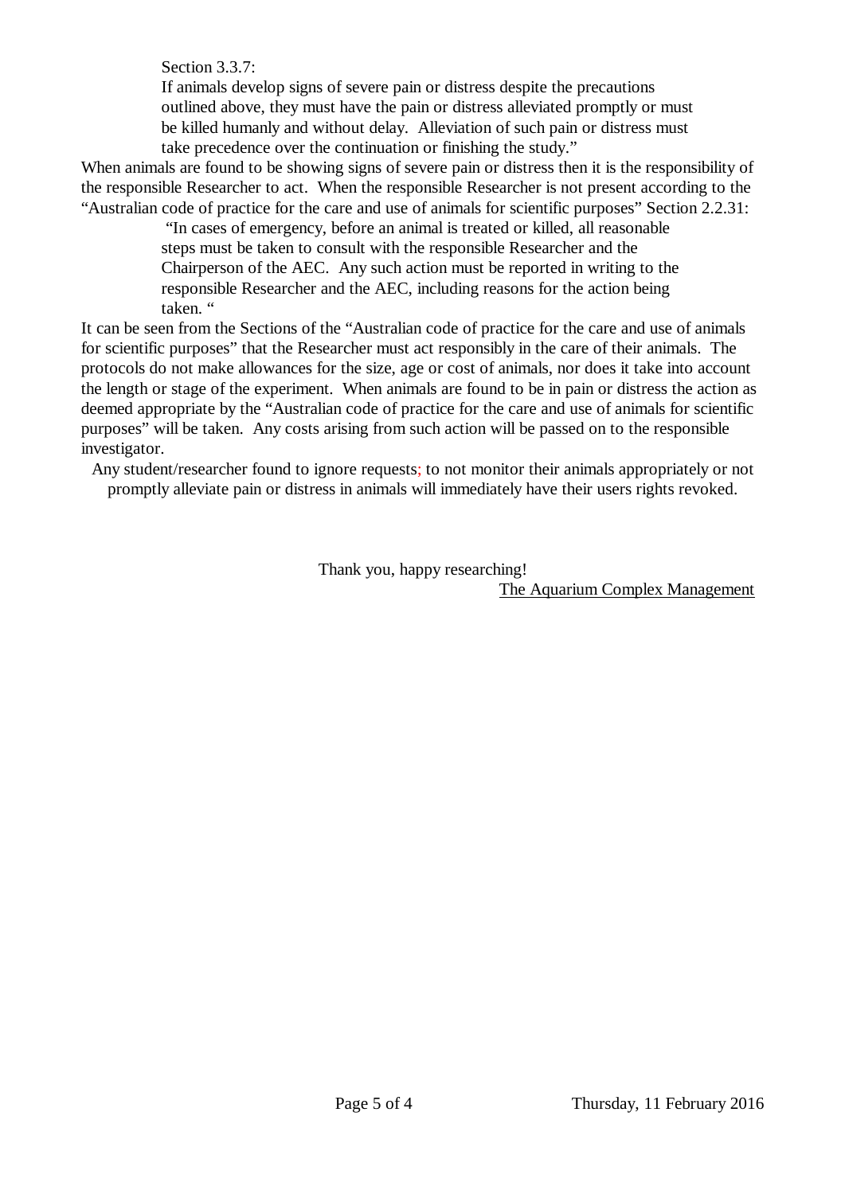Section 3.3.7:

> If animals develop signs of severe pain or distress despite the precautions outlined above, they must have the pain or distress alleviated promptly or must be killed humanly and without delay. Alleviation of such pain or distress must take precedence over the continuation or finishing the study."

When animals are found to be showing signs of severe pain or distress then it is the responsibility of the responsible Researcher to act. When the responsible Researcher is not present according to the "Australian code of practice for the care and use of animals for scientific purposes" Section 2.2.31:

> "In cases of emergency, before an animal is treated or killed, all reasonable steps must be taken to consult with the responsible Researcher and the Chairperson of the AEC. Any such action must be reported in writing to the responsible Researcher and the AEC, including reasons for the action being taken. "

It can be seen from the Sections of the "Australian code of practice for the care and use of animals for scientific purposes" that the Researcher must act responsibly in the care of their animals. The protocols do not make allowances for the size, age or cost of animals, nor does it take into account the length or stage of the experiment. When animals are found to be in pain or distress the action as deemed appropriate by the "Australian code of practice for the care and use of animals for scientific purposes" will be taken. Any costs arising from such action will be passed on to the responsible investigator.

Any student/researcher found to ignore requests; to not monitor their animals appropriately or not promptly alleviate pain or distress in animals will immediately have their users rights revoked.

Thank you, happy researching!

The Aquarium Complex Management